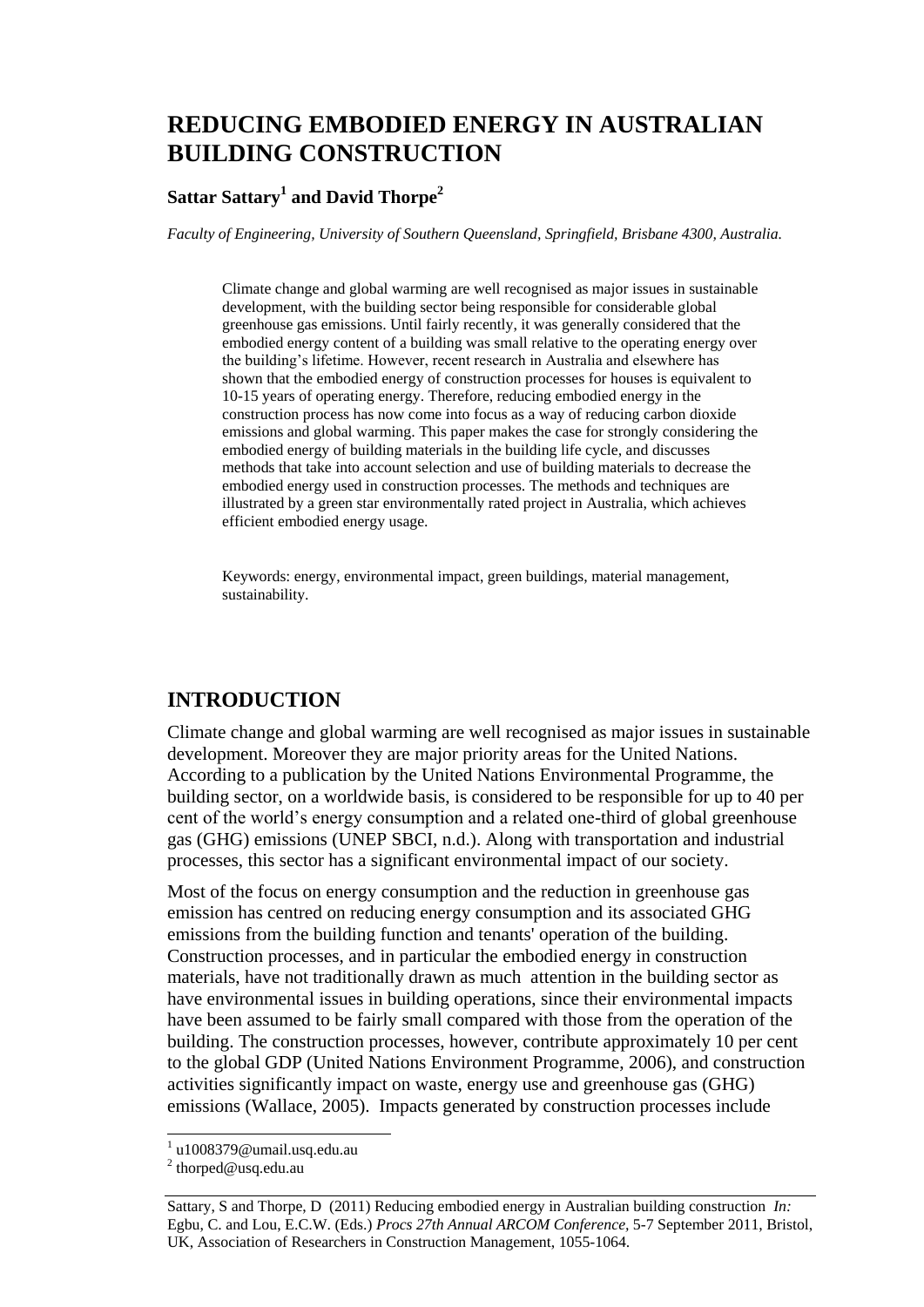# REDUCING EMBODIED ENERGY IN AUSTRALIAN BUILDING CONSTRUCTION

**Sattar Sattary[1] and David Thorpe[2]**

*Faculty of Engineering, University of Southern Queensland, Springfield, Brisbane 4300, Australia.*

Climate change and global warming are well recognised as major issues in sustainable development, with the building sector being responsible for considerable global greenhouse gas emissions. Until fairly recently, it was generally considered that the embodied energy content of a building was small relative to the operating energy over the building's lifetime. However, recent research in Australia and elsewhere has shown that the embodied energy of construction processes for houses is equivalent to 10-15 years of operating energy. Therefore, reducing embodied energy in the construction process has now come into focus as a way of reducing carbon dioxide emissions and global warming. This paper makes the case for strongly considering the embodied energy of building materials in the building life cycle, and discusses methods that take into account selection and use of building materials to decrease the embodied energy used in construction processes. The methods and techniques are illustrated by a green star environmentally rated project in Australia, which achieves efficient embodied energy usage.

Keywords: energy, environmental impact, green buildings, material management, sustainability.

## INTRODUCTION

Climate change and global warming are well recognised as major issues in sustainable development. Moreover they are major priority areas for the United Nations. According to a publication by the United Nations Environmental Programme, the building sector, on a worldwide basis, is considered to be responsible for up to 40 per cent of the world's energy consumption and a related one-third of global greenhouse gas (GHG) emissions (UNEP SBCI, n.d.). Along with transportation and industrial processes, this sector has a significant environmental impact of our society.

Most of the focus on energy consumption and the reduction in greenhouse gas emission has centred on reducing energy consumption and its associated GHG emissions from the building function and tenants' operation of the building. Construction processes, and in particular the embodied energy in construction materials, have not traditionally drawn as much attention in the building sector as have environmental issues in building operations, since their environmental impacts have been assumed to be fairly small compared with those from the operation of the building. The construction processes, however, contribute approximately 10 per cent to the global GDP (United Nations Environment Programme, 2006), and construction activities significantly impact on waste, energy use and greenhouse gas (GHG) emissions (Wallace, 2005). Impacts generated by construction processes include

[1] u1008379@umail.usq.edu.au

[2] thorped@usq.edu.au

Sattary, S and Thorpe, D (2011) Reducing embodied energy in Australian building construction *In:* Egbu, C. and Lou, E.C.W. (Eds.) *Procs 27th Annual ARCOM Conference*, 5-7 September 2011, Bristol, UK, Association of Researchers in Construction Management, 1055-1064.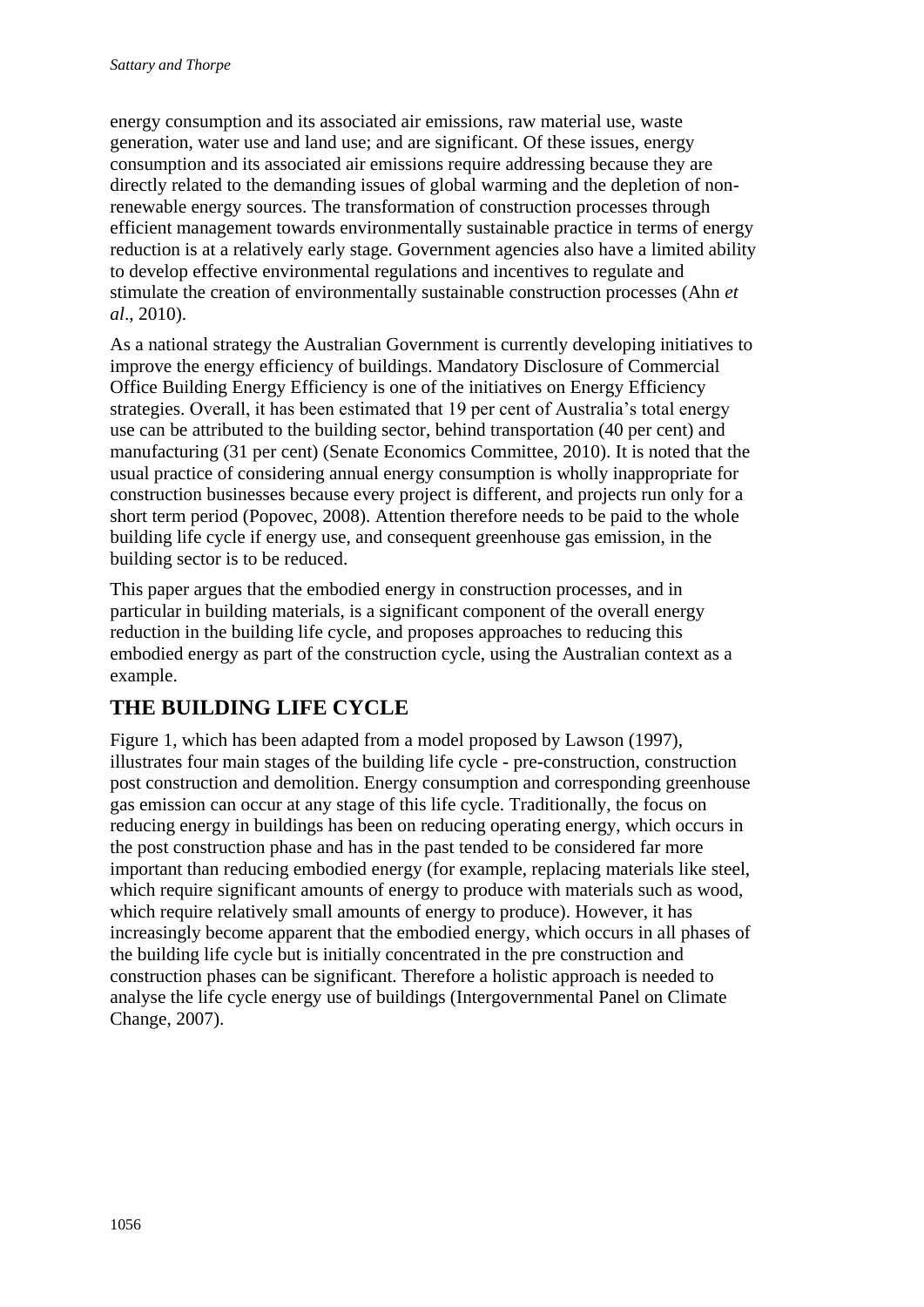energy consumption and its associated air emissions, raw material use, waste generation, water use and land use; and are significant. Of these issues, energy consumption and its associated air emissions require addressing because they are directly related to the demanding issues of global warming and the depletion of non-renewable energy sources. The transformation of construction processes through efficient management towards environmentally sustainable practice in terms of energy reduction is at a relatively early stage. Government agencies also have a limited ability to develop effective environmental regulations and incentives to regulate and stimulate the creation of environmentally sustainable construction processes (Ahn *et al*., 2010).

As a national strategy the Australian Government is currently developing initiatives to improve the energy efficiency of buildings. Mandatory Disclosure of Commercial Office Building Energy Efficiency is one of the initiatives on Energy Efficiency strategies. Overall, it has been estimated that 19 per cent of Australia's total energy use can be attributed to the building sector, behind transportation (40 per cent) and manufacturing (31 per cent) (Senate Economics Committee, 2010). It is noted that the usual practice of considering annual energy consumption is wholly inappropriate for construction businesses because every project is different, and projects run only for a short term period (Popovec, 2008). Attention therefore needs to be paid to the whole building life cycle if energy use, and consequent greenhouse gas emission, in the building sector is to be reduced.

This paper argues that the embodied energy in construction processes, and in particular in building materials, is a significant component of the overall energy reduction in the building life cycle, and proposes approaches to reducing this embodied energy as part of the construction cycle, using the Australian context as a example.

## THE BUILDING LIFE CYCLE

Figure 1, which has been adapted from a model proposed by Lawson (1997), illustrates four main stages of the building life cycle - pre-construction, construction post construction and demolition. Energy consumption and corresponding greenhouse gas emission can occur at any stage of this life cycle. Traditionally, the focus on reducing energy in buildings has been on reducing operating energy, which occurs in the post construction phase and has in the past tended to be considered far more important than reducing embodied energy (for example, replacing materials like steel, which require significant amounts of energy to produce with materials such as wood, which require relatively small amounts of energy to produce). However, it has increasingly become apparent that the embodied energy, which occurs in all phases of the building life cycle but is initially concentrated in the pre construction and construction phases can be significant. Therefore a holistic approach is needed to analyse the life cycle energy use of buildings (Intergovernmental Panel on Climate Change, 2007).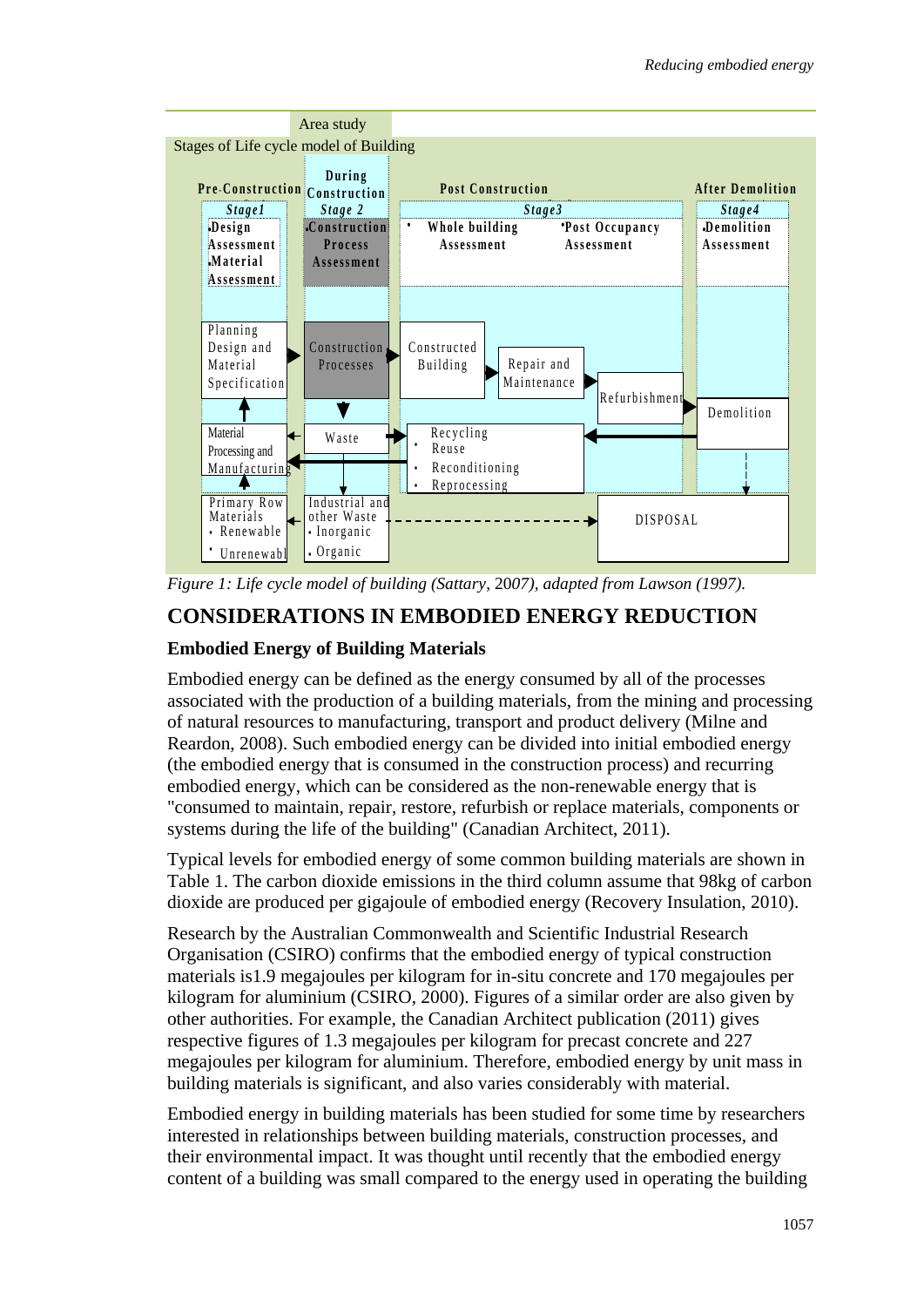*Figure 1: Life cycle model of building (Sattary, 2007), adapted from Lawson (1997).*

## CONSIDERATIONS IN EMBODIED ENERGY REDUCTION

### Embodied Energy of Building Materials

Embodied energy can be defined as the energy consumed by all of the processes associated with the production of a building materials, from the mining and processing of natural resources to manufacturing, transport and product delivery (Milne and Reardon, 2008). Such embodied energy can be divided into initial embodied energy (the embodied energy that is consumed in the construction process) and recurring embodied energy, which can be considered as the non-renewable energy that is "consumed to maintain, repair, restore, refurbish or replace materials, components or systems during the life of the building" (Canadian Architect, 2011).

Typical levels for embodied energy of some common building materials are shown in Table 1. The carbon dioxide emissions in the third column assume that 98kg of carbon dioxide are produced per gigajoule of embodied energy (Recovery Insulation, 2010).

Research by the Australian Commonwealth and Scientific Industrial Research Organisation (CSIRO) confirms that the embodied energy of typical construction materials is1.9 megajoules per kilogram for in-situ concrete and 170 megajoules per kilogram for aluminium (CSIRO, 2000). Figures of a similar order are also given by other authorities. For example, the Canadian Architect publication (2011) gives respective figures of 1.3 megajoules per kilogram for precast concrete and 227 megajoules per kilogram for aluminium. Therefore, embodied energy by unit mass in building materials is significant, and also varies considerably with material.

Embodied energy in building materials has been studied for some time by researchers interested in relationships between building materials, construction processes, and their environmental impact. It was thought until recently that the embodied energy content of a building was small compared to the energy used in operating the building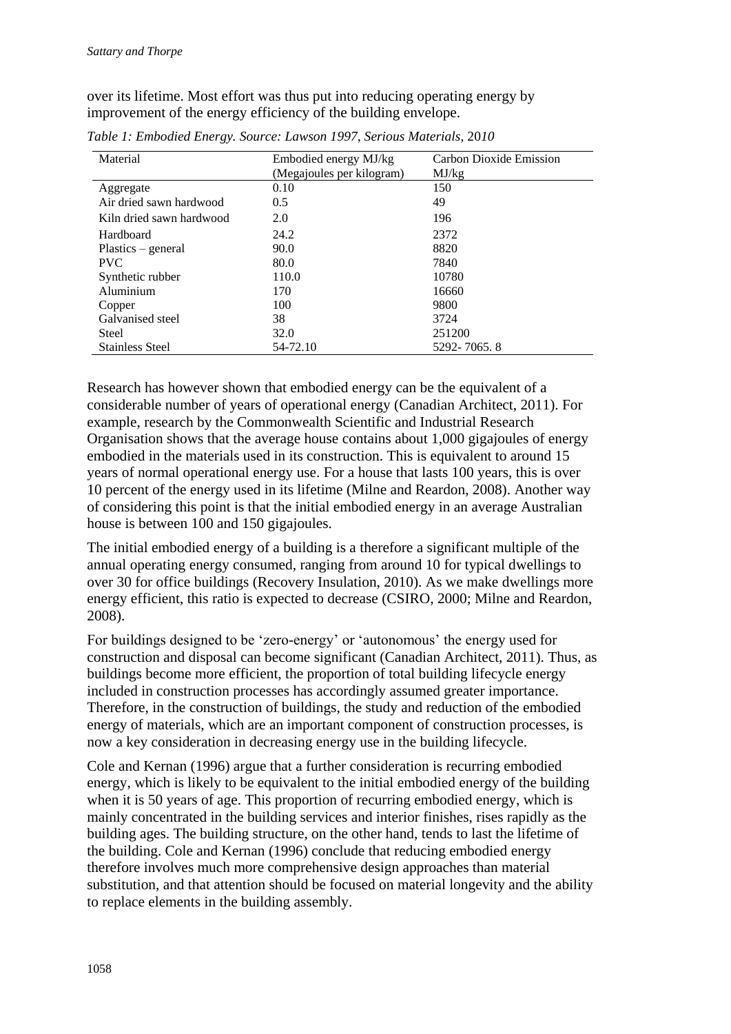over its lifetime. Most effort was thus put into reducing operating energy by improvement of the energy efficiency of the building envelope.

*Table 1: Embodied Energy. Source: Lawson 1997, Serious Materials, 2010*

| Material | Embodied energy MJ/kg (Megajoules per kilogram) | Carbon Dioxide Emission MJ/kg |
|---|---|---|
| Aggregate | 0.10 | 150 |
| Air dried sawn hardwood | 0.5 | 49 |
| Kiln dried sawn hardwood | 2.0 | 196 |
| Hardboard | 24.2 | 2372 |
| Plastics – general | 90.0 | 8820 |
| PVC | 80.0 | 7840 |
| Synthetic rubber | 110.0 | 10780 |
| Aluminium | 170 | 16660 |
| Copper | 100 | 9800 |
| Galvanised steel | 38 | 3724 |
| Steel | 32.0 | 251200 |
| Stainless Steel | 54-72.10 | 5292- 7065. 8 |

Research has however shown that embodied energy can be the equivalent of a considerable number of years of operational energy (Canadian Architect, 2011). For example, research by the Commonwealth Scientific and Industrial Research Organisation shows that the average house contains about 1,000 gigajoules of energy embodied in the materials used in its construction. This is equivalent to around 15 years of normal operational energy use. For a house that lasts 100 years, this is over 10 percent of the energy used in its lifetime (Milne and Reardon, 2008). Another way of considering this point is that the initial embodied energy in an average Australian house is between 100 and 150 gigajoules.

The initial embodied energy of a building is a therefore a significant multiple of the annual operating energy consumed, ranging from around 10 for typical dwellings to over 30 for office buildings (Recovery Insulation, 2010). As we make dwellings more energy efficient, this ratio is expected to decrease (CSIRO, 2000; Milne and Reardon, 2008).

For buildings designed to be 'zero-energy' or 'autonomous' the energy used for construction and disposal can become significant (Canadian Architect, 2011). Thus, as buildings become more efficient, the proportion of total building lifecycle energy included in construction processes has accordingly assumed greater importance. Therefore, in the construction of buildings, the study and reduction of the embodied energy of materials, which are an important component of construction processes, is now a key consideration in decreasing energy use in the building lifecycle.

Cole and Kernan (1996) argue that a further consideration is recurring embodied energy, which is likely to be equivalent to the initial embodied energy of the building when it is 50 years of age. This proportion of recurring embodied energy, which is mainly concentrated in the building services and interior finishes, rises rapidly as the building ages. The building structure, on the other hand, tends to last the lifetime of the building. Cole and Kernan (1996) conclude that reducing embodied energy therefore involves much more comprehensive design approaches than material substitution, and that attention should be focused on material longevity and the ability to replace elements in the building assembly.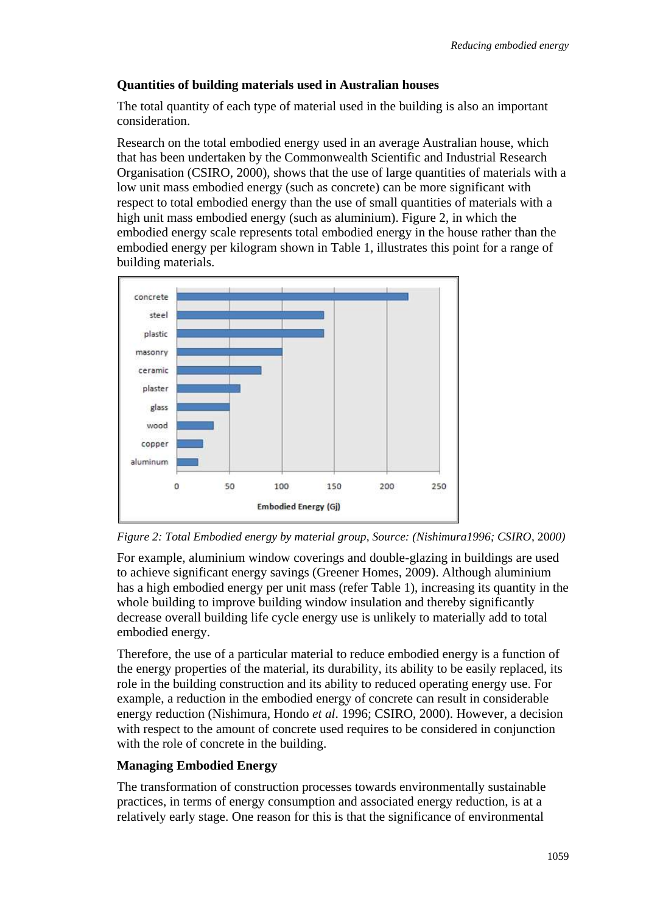**Quantities of building materials used in Australian houses**

The total quantity of each type of material used in the building is also an important consideration.

Research on the total embodied energy used in an average Australian house, which that has been undertaken by the Commonwealth Scientific and Industrial Research Organisation (CSIRO, 2000), shows that the use of large quantities of materials with a low unit mass embodied energy (such as concrete) can be more significant with respect to total embodied energy than the use of small quantities of materials with a high unit mass embodied energy (such as aluminium). Figure 2, in which the embodied energy scale represents total embodied energy in the house rather than the embodied energy per kilogram shown in Table 1, illustrates this point for a range of building materials.

*Figure 2: Total Embodied energy by material group, Source: (Nishimura1996; CSIRO, 2000)*

For example, aluminium window coverings and double-glazing in buildings are used to achieve significant energy savings (Greener Homes, 2009). Although aluminium has a high embodied energy per unit mass (refer Table 1), increasing its quantity in the whole building to improve building window insulation and thereby significantly decrease overall building life cycle energy use is unlikely to materially add to total embodied energy.

Therefore, the use of a particular material to reduce embodied energy is a function of the energy properties of the material, its durability, its ability to be easily replaced, its role in the building construction and its ability to reduced operating energy use. For example, a reduction in the embodied energy of concrete can result in considerable energy reduction (Nishimura, Hondo *et al*. 1996; CSIRO, 2000). However, a decision with respect to the amount of concrete used requires to be considered in conjunction with the role of concrete in the building.

**Managing Embodied Energy**

The transformation of construction processes towards environmentally sustainable practices, in terms of energy consumption and associated energy reduction, is at a relatively early stage. One reason for this is that the significance of environmental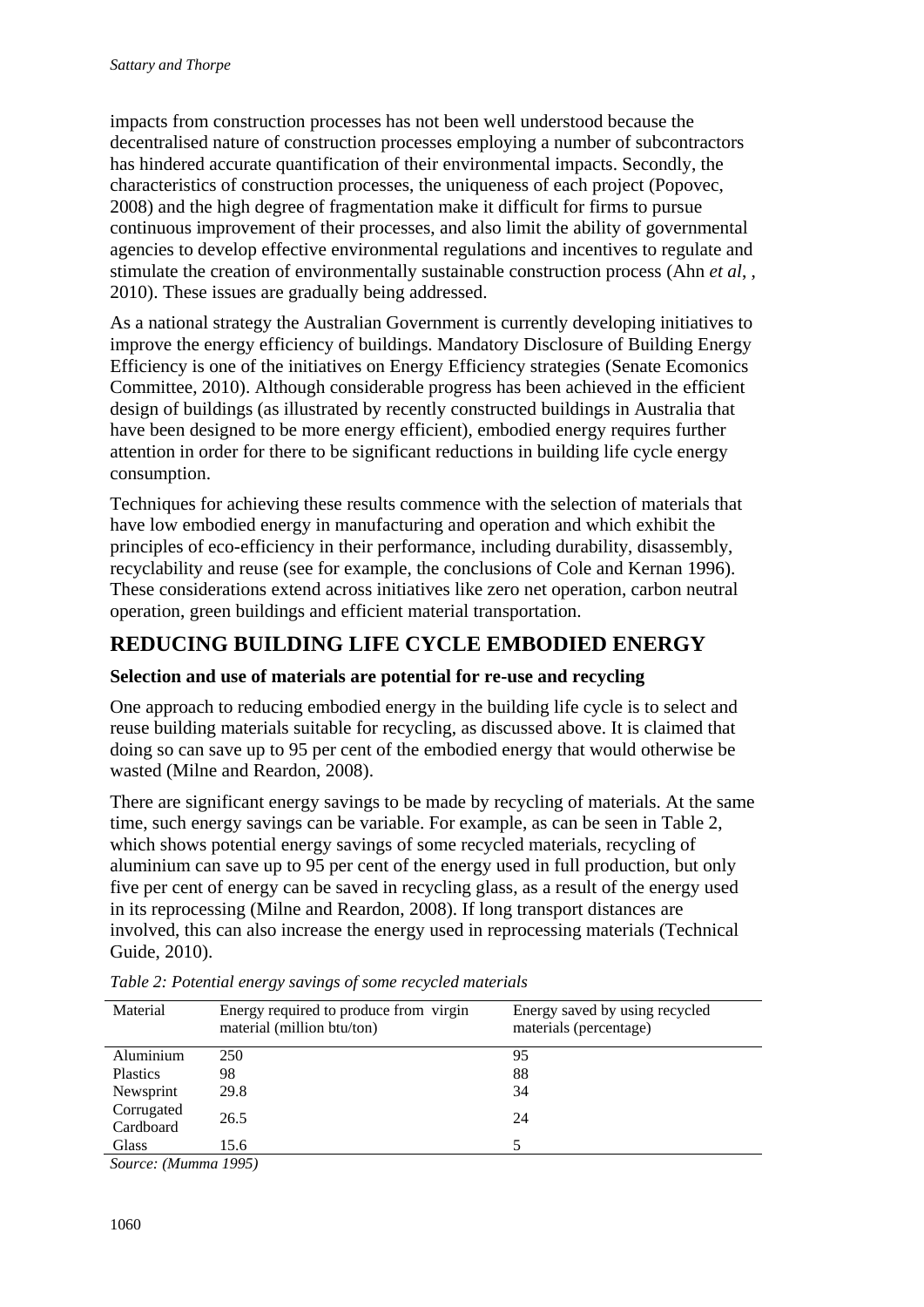impacts from construction processes has not been well understood because the decentralised nature of construction processes employing a number of subcontractors has hindered accurate quantification of their environmental impacts. Secondly, the characteristics of construction processes, the uniqueness of each project (Popovec, 2008) and the high degree of fragmentation make it difficult for firms to pursue continuous improvement of their processes, and also limit the ability of governmental agencies to develop effective environmental regulations and incentives to regulate and stimulate the creation of environmentally sustainable construction process (Ahn *et al*, , 2010). These issues are gradually being addressed.

As a national strategy the Australian Government is currently developing initiatives to improve the energy efficiency of buildings. Mandatory Disclosure of Building Energy Efficiency is one of the initiatives on Energy Efficiency strategies (Senate Ecomonics Committee, 2010). Although considerable progress has been achieved in the efficient design of buildings (as illustrated by recently constructed buildings in Australia that have been designed to be more energy efficient), embodied energy requires further attention in order for there to be significant reductions in building life cycle energy consumption.

Techniques for achieving these results commence with the selection of materials that have low embodied energy in manufacturing and operation and which exhibit the principles of eco-efficiency in their performance, including durability, disassembly, recyclability and reuse (see for example, the conclusions of Cole and Kernan 1996). These considerations extend across initiatives like zero net operation, carbon neutral operation, green buildings and efficient material transportation.

## REDUCING BUILDING LIFE CYCLE EMBODIED ENERGY

### Selection and use of materials are potential for re-use and recycling

One approach to reducing embodied energy in the building life cycle is to select and reuse building materials suitable for recycling, as discussed above. It is claimed that doing so can save up to 95 per cent of the embodied energy that would otherwise be wasted (Milne and Reardon, 2008).

There are significant energy savings to be made by recycling of materials. At the same time, such energy savings can be variable. For example, as can be seen in Table 2, which shows potential energy savings of some recycled materials, recycling of aluminium can save up to 95 per cent of the energy used in full production, but only five per cent of energy can be saved in recycling glass, as a result of the energy used in its reprocessing (Milne and Reardon, 2008). If long transport distances are involved, this can also increase the energy used in reprocessing materials (Technical Guide, 2010).

*Table 2: Potential energy savings of some recycled materials*

| Material | Energy required to produce from virgin material (million btu/ton) | Energy saved by using recycled materials (percentage) |
|---|---|---|
| Aluminium | 250 | 95 |
| Plastics | 98 | 88 |
| Newsprint | 29.8 | 34 |
| Corrugated Cardboard | 26.5 | 24 |
| Glass | 15.6 | 5 |

*Source: (Mumma 1995)*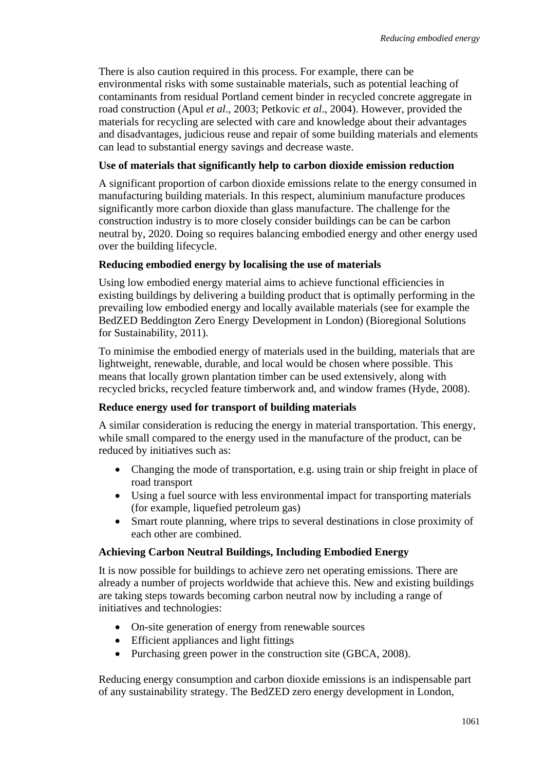There is also caution required in this process. For example, there can be environmental risks with some sustainable materials, such as potential leaching of contaminants from residual Portland cement binder in recycled concrete aggregate in road construction (Apul *et al*., 2003; Petkovic *et al*., 2004). However, provided the materials for recycling are selected with care and knowledge about their advantages and disadvantages, judicious reuse and repair of some building materials and elements can lead to substantial energy savings and decrease waste.

**Use of materials that significantly help to carbon dioxide emission reduction**

A significant proportion of carbon dioxide emissions relate to the energy consumed in manufacturing building materials. In this respect, aluminium manufacture produces significantly more carbon dioxide than glass manufacture. The challenge for the construction industry is to more closely consider buildings can be can be carbon neutral by, 2020. Doing so requires balancing embodied energy and other energy used over the building lifecycle.

**Reducing embodied energy by localising the use of materials**

Using low embodied energy material aims to achieve functional efficiencies in existing buildings by delivering a building product that is optimally performing in the prevailing low embodied energy and locally available materials (see for example the BedZED Beddington Zero Energy Development in London) (Bioregional Solutions for Sustainability, 2011).

To minimise the embodied energy of materials used in the building, materials that are lightweight, renewable, durable, and local would be chosen where possible. This means that locally grown plantation timber can be used extensively, along with recycled bricks, recycled feature timberwork and, and window frames (Hyde, 2008).

**Reduce energy used for transport of building materials**

A similar consideration is reducing the energy in material transportation. This energy, while small compared to the energy used in the manufacture of the product, can be reduced by initiatives such as:

- Changing the mode of transportation, e.g. using train or ship freight in place of road transport
- Using a fuel source with less environmental impact for transporting materials (for example, liquefied petroleum gas)
- Smart route planning, where trips to several destinations in close proximity of each other are combined.

**Achieving Carbon Neutral Buildings, Including Embodied Energy**

It is now possible for buildings to achieve zero net operating emissions. There are already a number of projects worldwide that achieve this. New and existing buildings are taking steps towards becoming carbon neutral now by including a range of initiatives and technologies:

- On-site generation of energy from renewable sources
- Efficient appliances and light fittings
- Purchasing green power in the construction site (GBCA, 2008).

Reducing energy consumption and carbon dioxide emissions is an indispensable part of any sustainability strategy. The BedZED zero energy development in London,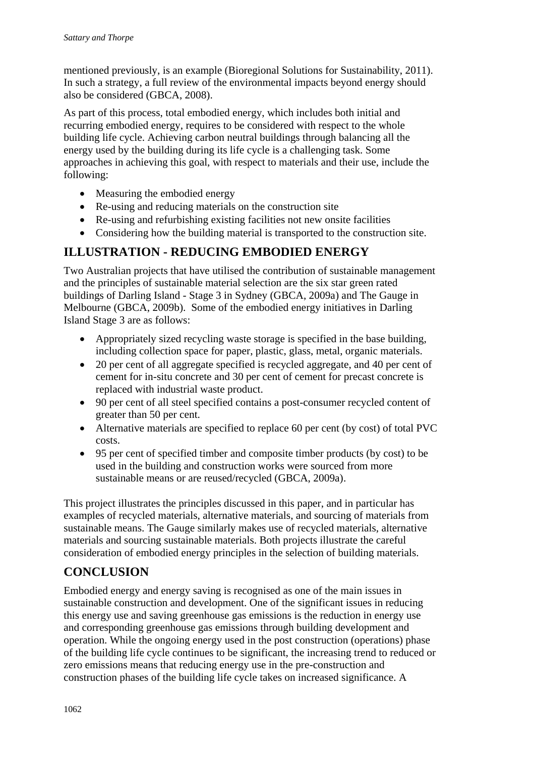mentioned previously, is an example (Bioregional Solutions for Sustainability, 2011). In such a strategy, a full review of the environmental impacts beyond energy should also be considered (GBCA, 2008).

As part of this process, total embodied energy, which includes both initial and recurring embodied energy, requires to be considered with respect to the whole building life cycle. Achieving carbon neutral buildings through balancing all the energy used by the building during its life cycle is a challenging task. Some approaches in achieving this goal, with respect to materials and their use, include the following:

- Measuring the embodied energy
- Re-using and reducing materials on the construction site
- Re-using and refurbishing existing facilities not new onsite facilities
- Considering how the building material is transported to the construction site.

## ILLUSTRATION - REDUCING EMBODIED ENERGY

Two Australian projects that have utilised the contribution of sustainable management and the principles of sustainable material selection are the six star green rated buildings of Darling Island - Stage 3 in Sydney (GBCA, 2009a) and The Gauge in Melbourne (GBCA, 2009b). Some of the embodied energy initiatives in Darling Island Stage 3 are as follows:

- Appropriately sized recycling waste storage is specified in the base building, including collection space for paper, plastic, glass, metal, organic materials.
- 20 per cent of all aggregate specified is recycled aggregate, and 40 per cent of cement for in-situ concrete and 30 per cent of cement for precast concrete is replaced with industrial waste product.
- 90 per cent of all steel specified contains a post-consumer recycled content of greater than 50 per cent.
- Alternative materials are specified to replace 60 per cent (by cost) of total PVC costs.
- 95 per cent of specified timber and composite timber products (by cost) to be used in the building and construction works were sourced from more sustainable means or are reused/recycled (GBCA, 2009a).

This project illustrates the principles discussed in this paper, and in particular has examples of recycled materials, alternative materials, and sourcing of materials from sustainable means. The Gauge similarly makes use of recycled materials, alternative materials and sourcing sustainable materials. Both projects illustrate the careful consideration of embodied energy principles in the selection of building materials.

## CONCLUSION

Embodied energy and energy saving is recognised as one of the main issues in sustainable construction and development. One of the significant issues in reducing this energy use and saving greenhouse gas emissions is the reduction in energy use and corresponding greenhouse gas emissions through building development and operation. While the ongoing energy used in the post construction (operations) phase of the building life cycle continues to be significant, the increasing trend to reduced or zero emissions means that reducing energy use in the pre-construction and construction phases of the building life cycle takes on increased significance. A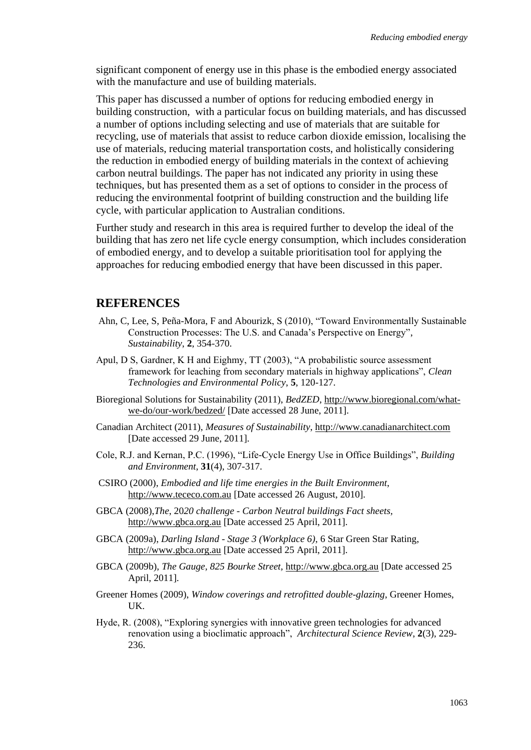significant component of energy use in this phase is the embodied energy associated with the manufacture and use of building materials.

This paper has discussed a number of options for reducing embodied energy in building construction, with a particular focus on building materials, and has discussed a number of options including selecting and use of materials that are suitable for recycling, use of materials that assist to reduce carbon dioxide emission, localising the use of materials, reducing material transportation costs, and holistically considering the reduction in embodied energy of building materials in the context of achieving carbon neutral buildings. The paper has not indicated any priority in using these techniques, but has presented them as a set of options to consider in the process of reducing the environmental footprint of building construction and the building life cycle, with particular application to Australian conditions.

Further study and research in this area is required further to develop the ideal of the building that has zero net life cycle energy consumption, which includes consideration of embodied energy, and to develop a suitable prioritisation tool for applying the approaches for reducing embodied energy that have been discussed in this paper.

## REFERENCES

Ahn, C, Lee, S, Peña-Mora, F and Abourizk, S (2010), "Toward Environmentally Sustainable Construction Processes: The U.S. and Canada's Perspective on Energy", *Sustainability*, **2**, 354-370.

Apul, D S, Gardner, K H and Eighmy, TT (2003), "A probabilistic source assessment framework for leaching from secondary materials in highway applications", *Clean Technologies and Environmental Policy*, **5**, 120-127.

Bioregional Solutions for Sustainability (2011), *BedZED*, http://www.bioregional.com/what-we-do/our-work/bedzed/ [Date accessed 28 June, 2011].

Canadian Architect (2011), *Measures of Sustainability*, http://www.canadianarchitect.com [Date accessed 29 June, 2011].

Cole, R.J. and Kernan, P.C. (1996), "Life-Cycle Energy Use in Office Buildings", *Building and Environment*, **31**(4), 307-317.

CSIRO (2000), *Embodied and life time energies in the Built Environment*, http://www.tececo.com.au [Date accessed 26 August, 2010].

GBCA (2008),*The*, 20*20 challenge - Carbon Neutral buildings Fact sheets*, http://www.gbca.org.au [Date accessed 25 April, 2011].

GBCA (2009a), *Darling Island - Stage 3 (Workplace 6)*, 6 Star Green Star Rating, http://www.gbca.org.au [Date accessed 25 April, 2011].

GBCA (2009b), *The Gauge, 825 Bourke Street*, http://www.gbca.org.au [Date accessed 25 April, 2011].

Greener Homes (2009), *Window coverings and retrofitted double-glazing*, Greener Homes, UK.

Hyde, R. (2008), "Exploring synergies with innovative green technologies for advanced renovation using a bioclimatic approach", *Architectural Science Review*, **2**(3), 229-236.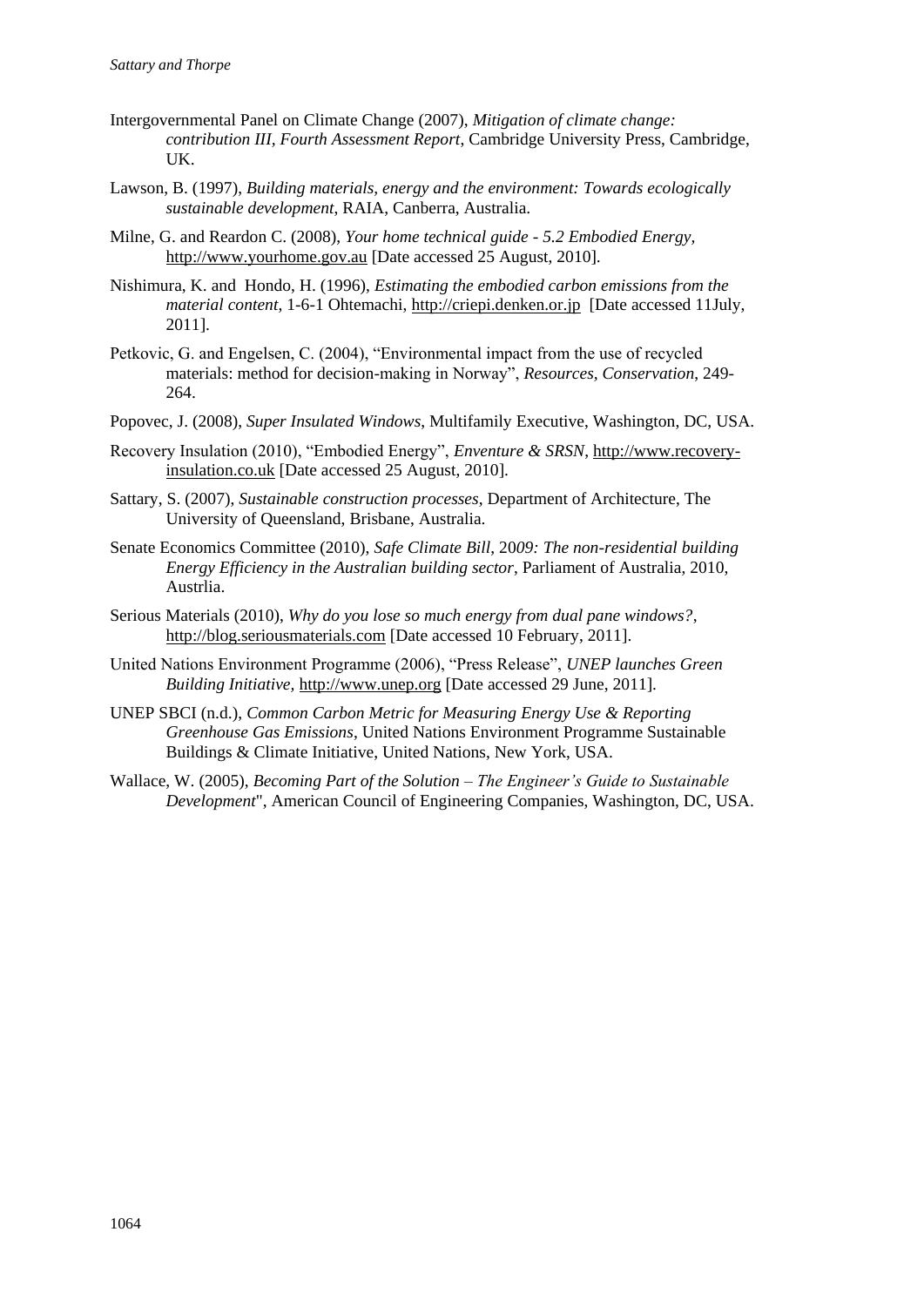Intergovernmental Panel on Climate Change (2007), *Mitigation of climate change: contribution III, Fourth Assessment Report*, Cambridge University Press, Cambridge, UK.

Lawson, B. (1997), *Building materials, energy and the environment: Towards ecologically sustainable development*, RAIA, Canberra, Australia.

Milne, G. and Reardon C. (2008), *Your home technical guide - 5.2 Embodied Energy*, http://www.yourhome.gov.au [Date accessed 25 August, 2010].

Nishimura, K. and Hondo, H. (1996), *Estimating the embodied carbon emissions from the material content*, 1-6-1 Ohtemachi, http://criepi.denken.or.jp [Date accessed 11July, 2011].

Petkovic, G. and Engelsen, C. (2004), "Environmental impact from the use of recycled materials: method for decision-making in Norway", *Resources, Conservation*, 249-264.

Popovec, J. (2008), *Super Insulated Windows*, Multifamily Executive, Washington, DC, USA.

Recovery Insulation (2010), "Embodied Energy", *Enventure & SRSN*, http://www.recovery-insulation.co.uk [Date accessed 25 August, 2010].

Sattary, S. (2007), *Sustainable construction processes*, Department of Architecture, The University of Queensland, Brisbane, Australia.

Senate Economics Committee (2010), *Safe Climate Bill*, 20*09: The non-residential building Energy Efficiency in the Australian building sector*, Parliament of Australia, 2010, Austrlia.

Serious Materials (2010), *Why do you lose so much energy from dual pane windows?*, http://blog.seriousmaterials.com [Date accessed 10 February, 2011].

United Nations Environment Programme (2006), "Press Release", *UNEP launches Green Building Initiative*, http://www.unep.org [Date accessed 29 June, 2011].

UNEP SBCI (n.d.), *Common Carbon Metric for Measuring Energy Use & Reporting Greenhouse Gas Emissions*, United Nations Environment Programme Sustainable Buildings & Climate Initiative, United Nations, New York, USA.

Wallace, W. (2005), *Becoming Part of the Solution – The Engineer's Guide to Sustainable Development*", American Council of Engineering Companies, Washington, DC, USA.